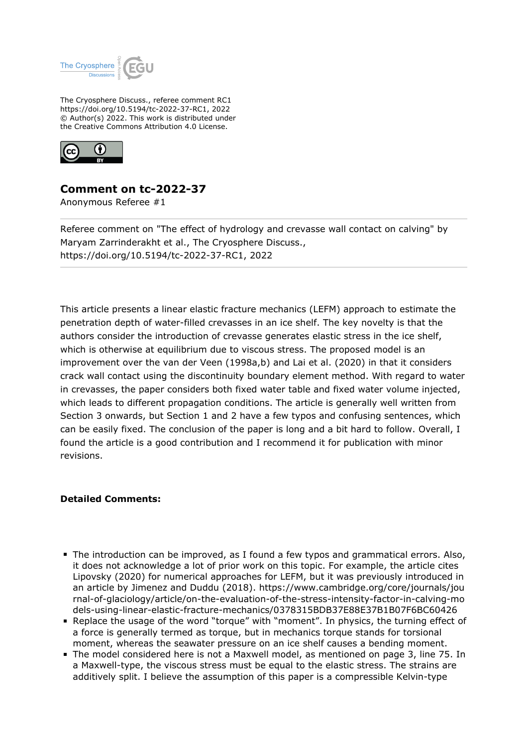The Cryosphere Discuss., referee comment RC1
https://doi.org/10.5194/tc-2022-37-RC1, 2022
© Author(s) 2022. This work is distributed under
the Creative Commons Attribution 4.0 License.

## Comment on tc-2022-37

Anonymous Referee #1

---

Referee comment on "The effect of hydrology and crevasse wall contact on calving" by Maryam Zarrinderakht et al., The Cryosphere Discuss., https://doi.org/10.5194/tc-2022-37-RC1, 2022

---

This article presents a linear elastic fracture mechanics (LEFM) approach to estimate the penetration depth of water-filled crevasses in an ice shelf. The key novelty is that the authors consider the introduction of crevasse generates elastic stress in the ice shelf, which is otherwise at equilibrium due to viscous stress. The proposed model is an improvement over the van der Veen (1998a,b) and Lai et al. (2020) in that it considers crack wall contact using the discontinuity boundary element method. With regard to water in crevasses, the paper considers both fixed water table and fixed water volume injected, which leads to different propagation conditions. The article is generally well written from Section 3 onwards, but Section 1 and 2 have a few typos and confusing sentences, which can be easily fixed. The conclusion of the paper is long and a bit hard to follow. Overall, I found the article is a good contribution and I recommend it for publication with minor revisions.

**Detailed Comments:**

- The introduction can be improved, as I found a few typos and grammatical errors. Also, it does not acknowledge a lot of prior work on this topic. For example, the article cites Lipovsky (2020) for numerical approaches for LEFM, but it was previously introduced in an article by Jimenez and Duddu (2018). https://www.cambridge.org/core/journals/journal-of-glaciology/article/on-the-evaluation-of-the-stress-intensity-factor-in-calving-models-using-linear-elastic-fracture-mechanics/0378315BDB37E88E37B1B07F6BC60426
- Replace the usage of the word "torque" with "moment". In physics, the turning effect of a force is generally termed as torque, but in mechanics torque stands for torsional moment, whereas the seawater pressure on an ice shelf causes a bending moment.
- The model considered here is not a Maxwell model, as mentioned on page 3, line 75. In a Maxwell-type, the viscous stress must be equal to the elastic stress. The strains are additively split. I believe the assumption of this paper is a compressible Kelvin-type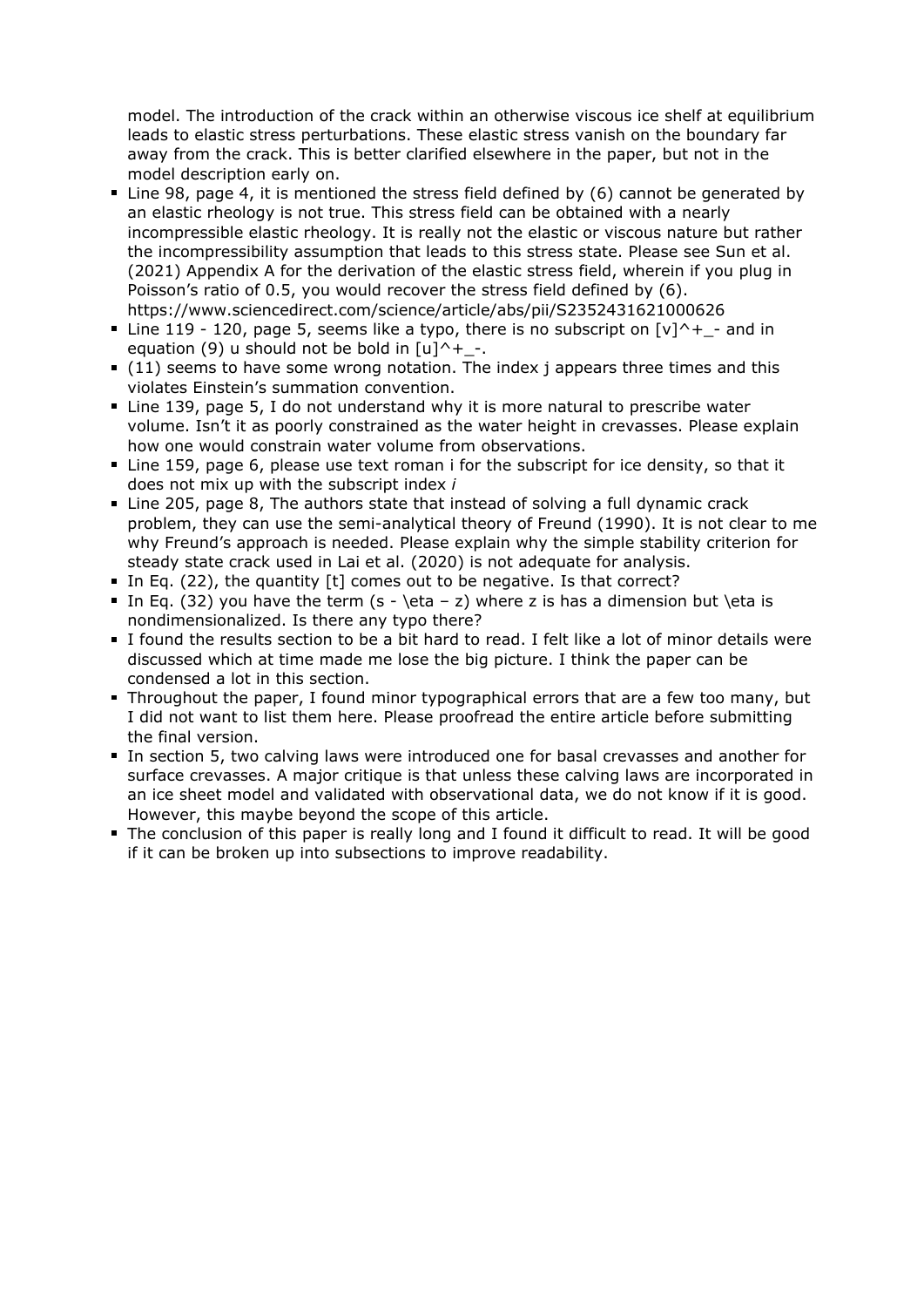model. The introduction of the crack within an otherwise viscous ice shelf at equilibrium leads to elastic stress perturbations. These elastic stress vanish on the boundary far away from the crack. This is better clarified elsewhere in the paper, but not in the model description early on.

- Line 98, page 4, it is mentioned the stress field defined by (6) cannot be generated by an elastic rheology is not true. This stress field can be obtained with a nearly incompressible elastic rheology. It is really not the elastic or viscous nature but rather the incompressibility assumption that leads to this stress state. Please see Sun et al. (2021) Appendix A for the derivation of the elastic stress field, wherein if you plug in Poisson's ratio of 0.5, you would recover the stress field defined by (6). https://www.sciencedirect.com/science/article/abs/pii/S2352431621000626
- Line 119 - 120, page 5, seems like a typo, there is no subscript on [v]^+_- and in equation (9) u should not be bold in [u]^+_-.
- (11) seems to have some wrong notation. The index j appears three times and this violates Einstein's summation convention.
- Line 139, page 5, I do not understand why it is more natural to prescribe water volume. Isn't it as poorly constrained as the water height in crevasses. Please explain how one would constrain water volume from observations.
- Line 159, page 6, please use text roman i for the subscript for ice density, so that it does not mix up with the subscript index *i*
- Line 205, page 8, The authors state that instead of solving a full dynamic crack problem, they can use the semi-analytical theory of Freund (1990). It is not clear to me why Freund's approach is needed. Please explain why the simple stability criterion for steady state crack used in Lai et al. (2020) is not adequate for analysis.
- In Eq. (22), the quantity [t] comes out to be negative. Is that correct?
- In Eq. (32) you have the term (s - \eta – z) where z is has a dimension but \eta is nondimensionalized. Is there any typo there?
- I found the results section to be a bit hard to read. I felt like a lot of minor details were discussed which at time made me lose the big picture. I think the paper can be condensed a lot in this section.
- Throughout the paper, I found minor typographical errors that are a few too many, but I did not want to list them here. Please proofread the entire article before submitting the final version.
- In section 5, two calving laws were introduced one for basal crevasses and another for surface crevasses. A major critique is that unless these calving laws are incorporated in an ice sheet model and validated with observational data, we do not know if it is good. However, this maybe beyond the scope of this article.
- The conclusion of this paper is really long and I found it difficult to read. It will be good if it can be broken up into subsections to improve readability.